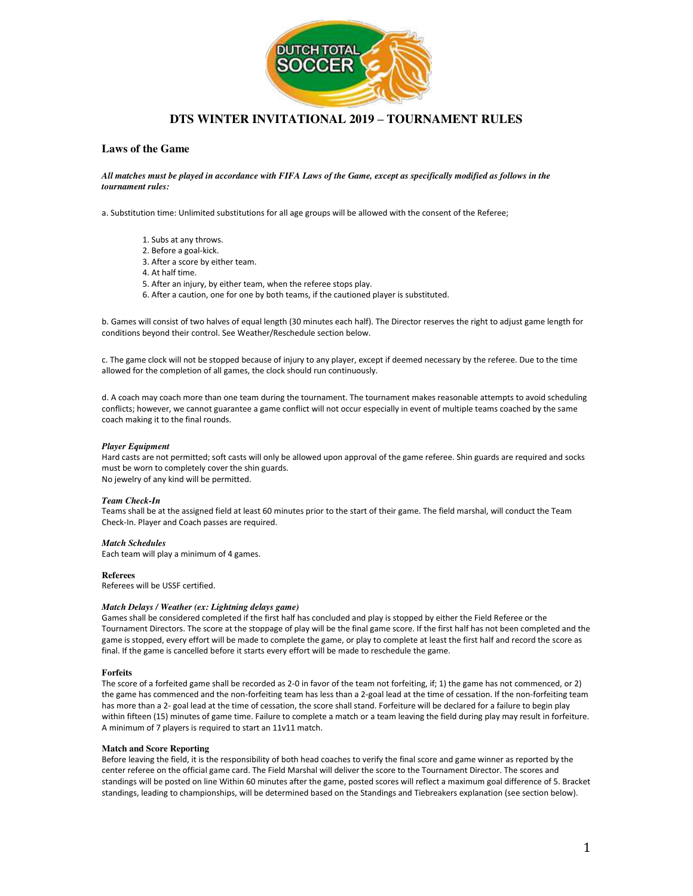# DTS WINTER INVITATIONAL 2019 – TOURNAMENT RULES

## Laws of the Game

***All matches must be played in accordance with FIFA Laws of the Game, except as specifically modified as follows in the tournament rules:***

a. Substitution time: Unlimited substitutions for all age groups will be allowed with the consent of the Referee;

1. Subs at any throws.
2. Before a goal-kick.
3. After a score by either team.
4. At half time.
5. After an injury, by either team, when the referee stops play.
6. After a caution, one for one by both teams, if the cautioned player is substituted.

b. Games will consist of two halves of equal length (30 minutes each half). The Director reserves the right to adjust game length for conditions beyond their control. See Weather/Reschedule section below.

c. The game clock will not be stopped because of injury to any player, except if deemed necessary by the referee. Due to the time allowed for the completion of all games, the clock should run continuously.

d. A coach may coach more than one team during the tournament. The tournament makes reasonable attempts to avoid scheduling conflicts; however, we cannot guarantee a game conflict will not occur especially in event of multiple teams coached by the same coach making it to the final rounds.

***Player Equipment***

Hard casts are not permitted; soft casts will only be allowed upon approval of the game referee. Shin guards are required and socks must be worn to completely cover the shin guards.
No jewelry of any kind will be permitted.

***Team Check-In***

Teams shall be at the assigned field at least 60 minutes prior to the start of their game. The field marshal, will conduct the Team Check-In. Player and Coach passes are required.

***Match Schedules***

Each team will play a minimum of 4 games.

**Referees**

Referees will be USSF certified.

***Match Delays / Weather (ex: Lightning delays game)***

Games shall be considered completed if the first half has concluded and play is stopped by either the Field Referee or the Tournament Directors. The score at the stoppage of play will be the final game score. If the first half has not been completed and the game is stopped, every effort will be made to complete the game, or play to complete at least the first half and record the score as final. If the game is cancelled before it starts every effort will be made to reschedule the game.

**Forfeits**

The score of a forfeited game shall be recorded as 2-0 in favor of the team not forfeiting, if; 1) the game has not commenced, or 2) the game has commenced and the non-forfeiting team has less than a 2-goal lead at the time of cessation. If the non-forfeiting team has more than a 2- goal lead at the time of cessation, the score shall stand. Forfeiture will be declared for a failure to begin play within fifteen (15) minutes of game time. Failure to complete a match or a team leaving the field during play may result in forfeiture. A minimum of 7 players is required to start an 11v11 match.

**Match and Score Reporting**

Before leaving the field, it is the responsibility of both head coaches to verify the final score and game winner as reported by the center referee on the official game card. The Field Marshal will deliver the score to the Tournament Director. The scores and standings will be posted on line Within 60 minutes after the game, posted scores will reflect a maximum goal difference of 5. Bracket standings, leading to championships, will be determined based on the Standings and Tiebreakers explanation (see section below).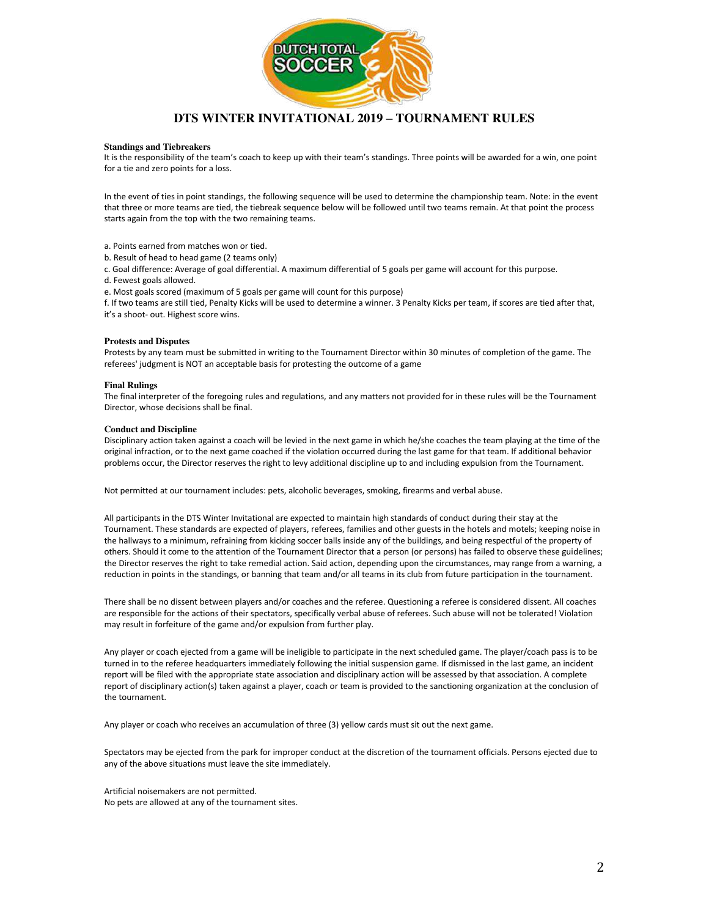# DTS WINTER INVITATIONAL 2019 – TOURNAMENT RULES

**Standings and Tiebreakers**

It is the responsibility of the team's coach to keep up with their team's standings. Three points will be awarded for a win, one point for a tie and zero points for a loss.

In the event of ties in point standings, the following sequence will be used to determine the championship team. Note: in the event that three or more teams are tied, the tiebreak sequence below will be followed until two teams remain. At that point the process starts again from the top with the two remaining teams.

a. Points earned from matches won or tied.
b. Result of head to head game (2 teams only)
c. Goal difference: Average of goal differential. A maximum differential of 5 goals per game will account for this purpose.
d. Fewest goals allowed.
e. Most goals scored (maximum of 5 goals per game will count for this purpose)
f. If two teams are still tied, Penalty Kicks will be used to determine a winner. 3 Penalty Kicks per team, if scores are tied after that, it's a shoot- out. Highest score wins.

**Protests and Disputes**

Protests by any team must be submitted in writing to the Tournament Director within 30 minutes of completion of the game. The referees' judgment is NOT an acceptable basis for protesting the outcome of a game

**Final Rulings**

The final interpreter of the foregoing rules and regulations, and any matters not provided for in these rules will be the Tournament Director, whose decisions shall be final.

**Conduct and Discipline**

Disciplinary action taken against a coach will be levied in the next game in which he/she coaches the team playing at the time of the original infraction, or to the next game coached if the violation occurred during the last game for that team. If additional behavior problems occur, the Director reserves the right to levy additional discipline up to and including expulsion from the Tournament.

Not permitted at our tournament includes: pets, alcoholic beverages, smoking, firearms and verbal abuse.

All participants in the DTS Winter Invitational are expected to maintain high standards of conduct during their stay at the Tournament. These standards are expected of players, referees, families and other guests in the hotels and motels; keeping noise in the hallways to a minimum, refraining from kicking soccer balls inside any of the buildings, and being respectful of the property of others. Should it come to the attention of the Tournament Director that a person (or persons) has failed to observe these guidelines; the Director reserves the right to take remedial action. Said action, depending upon the circumstances, may range from a warning, a reduction in points in the standings, or banning that team and/or all teams in its club from future participation in the tournament.

There shall be no dissent between players and/or coaches and the referee. Questioning a referee is considered dissent. All coaches are responsible for the actions of their spectators, specifically verbal abuse of referees. Such abuse will not be tolerated! Violation may result in forfeiture of the game and/or expulsion from further play.

Any player or coach ejected from a game will be ineligible to participate in the next scheduled game. The player/coach pass is to be turned in to the referee headquarters immediately following the initial suspension game. If dismissed in the last game, an incident report will be filed with the appropriate state association and disciplinary action will be assessed by that association. A complete report of disciplinary action(s) taken against a player, coach or team is provided to the sanctioning organization at the conclusion of the tournament.

Any player or coach who receives an accumulation of three (3) yellow cards must sit out the next game.

Spectators may be ejected from the park for improper conduct at the discretion of the tournament officials. Persons ejected due to any of the above situations must leave the site immediately.

Artificial noisemakers are not permitted.
No pets are allowed at any of the tournament sites.